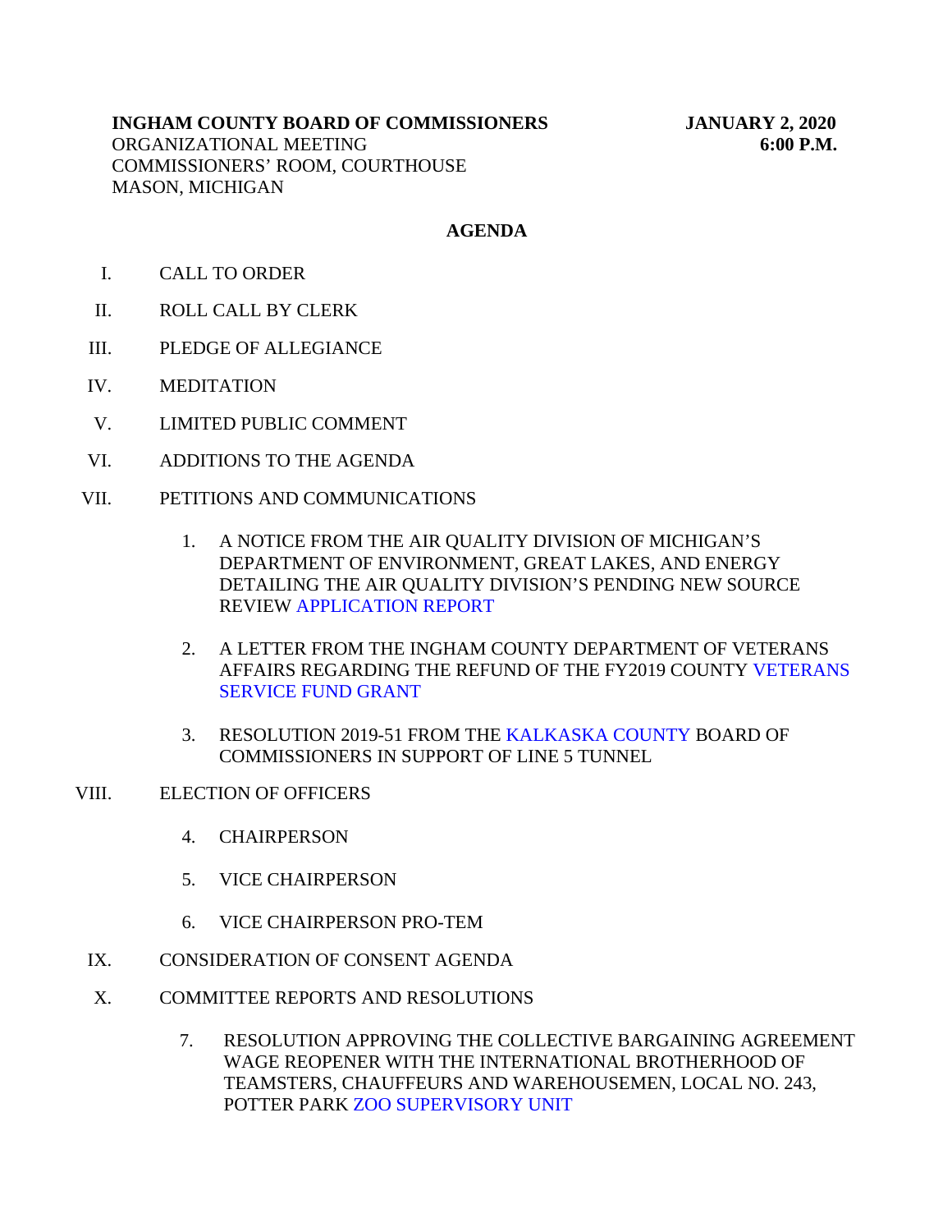**INGHAM COUNTY BOARD OF COMMISSIONERS** **JANUARY 2, 2020**
ORGANIZATIONAL MEETING **6:00 P.M.**
COMMISSIONERS' ROOM, COURTHOUSE
MASON, MICHIGAN

## AGENDA

I. CALL TO ORDER

II. ROLL CALL BY CLERK

III. PLEDGE OF ALLEGIANCE

IV. MEDITATION

V. LIMITED PUBLIC COMMENT

VI. ADDITIONS TO THE AGENDA

VII. PETITIONS AND COMMUNICATIONS

1. A NOTICE FROM THE AIR QUALITY DIVISION OF MICHIGAN'S DEPARTMENT OF ENVIRONMENT, GREAT LAKES, AND ENERGY DETAILING THE AIR QUALITY DIVISION'S PENDING NEW SOURCE REVIEW APPLICATION REPORT

2. A LETTER FROM THE INGHAM COUNTY DEPARTMENT OF VETERANS AFFAIRS REGARDING THE REFUND OF THE FY2019 COUNTY VETERANS SERVICE FUND GRANT

3. RESOLUTION 2019-51 FROM THE KALKASKA COUNTY BOARD OF COMMISSIONERS IN SUPPORT OF LINE 5 TUNNEL

VIII. ELECTION OF OFFICERS

4. CHAIRPERSON

5. VICE CHAIRPERSON

6. VICE CHAIRPERSON PRO-TEM

IX. CONSIDERATION OF CONSENT AGENDA

X. COMMITTEE REPORTS AND RESOLUTIONS

7. RESOLUTION APPROVING THE COLLECTIVE BARGAINING AGREEMENT WAGE REOPENER WITH THE INTERNATIONAL BROTHERHOOD OF TEAMSTERS, CHAUFFEURS AND WAREHOUSEMEN, LOCAL NO. 243, POTTER PARK ZOO SUPERVISORY UNIT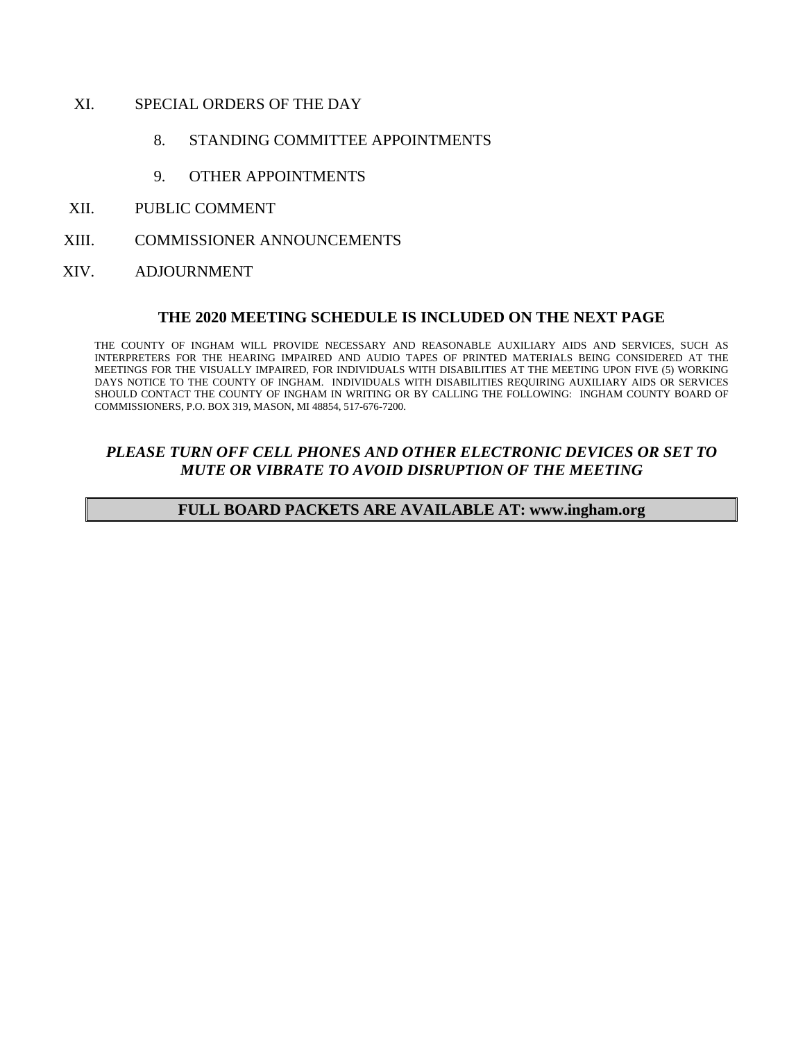XI. SPECIAL ORDERS OF THE DAY

8. STANDING COMMITTEE APPOINTMENTS

9. OTHER APPOINTMENTS

XII. PUBLIC COMMENT

XIII. COMMISSIONER ANNOUNCEMENTS

XIV. ADJOURNMENT

**THE 2020 MEETING SCHEDULE IS INCLUDED ON THE NEXT PAGE**

THE COUNTY OF INGHAM WILL PROVIDE NECESSARY AND REASONABLE AUXILIARY AIDS AND SERVICES, SUCH AS INTERPRETERS FOR THE HEARING IMPAIRED AND AUDIO TAPES OF PRINTED MATERIALS BEING CONSIDERED AT THE MEETINGS FOR THE VISUALLY IMPAIRED, FOR INDIVIDUALS WITH DISABILITIES AT THE MEETING UPON FIVE (5) WORKING DAYS NOTICE TO THE COUNTY OF INGHAM. INDIVIDUALS WITH DISABILITIES REQUIRING AUXILIARY AIDS OR SERVICES SHOULD CONTACT THE COUNTY OF INGHAM IN WRITING OR BY CALLING THE FOLLOWING: INGHAM COUNTY BOARD OF COMMISSIONERS, P.O. BOX 319, MASON, MI 48854, 517-676-7200.

***PLEASE TURN OFF CELL PHONES AND OTHER ELECTRONIC DEVICES OR SET TO MUTE OR VIBRATE TO AVOID DISRUPTION OF THE MEETING***

**FULL BOARD PACKETS ARE AVAILABLE AT: www.ingham.org**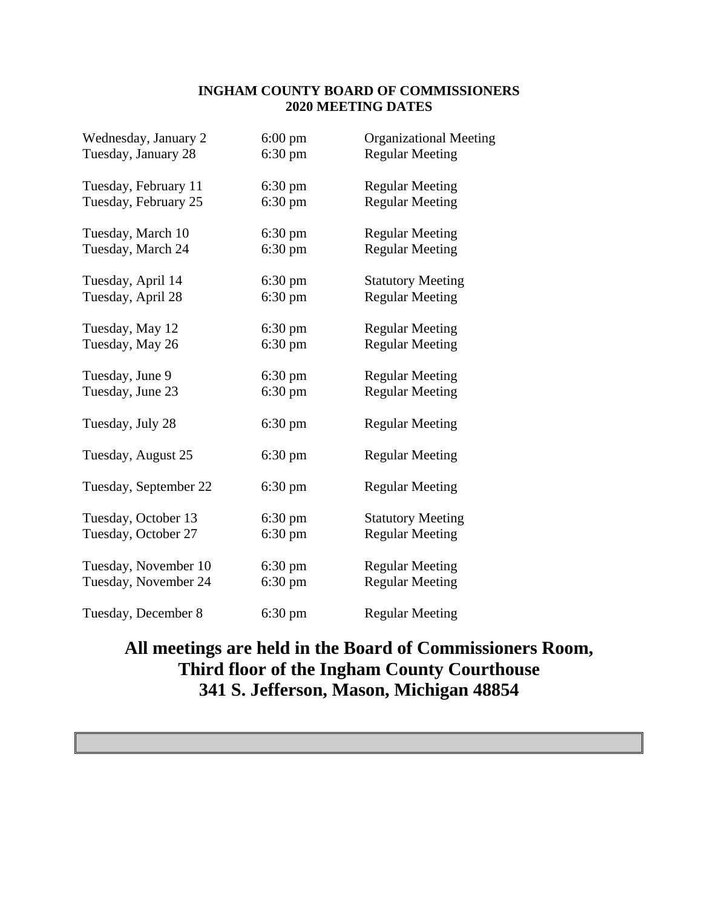# INGHAM COUNTY BOARD OF COMMISSIONERS
## 2020 MEETING DATES

| | | |
|---|---|---|
| Wednesday, January 2 | 6:00 pm | Organizational Meeting |
| Tuesday, January 28 | 6:30 pm | Regular Meeting |
| Tuesday, February 11 | 6:30 pm | Regular Meeting |
| Tuesday, February 25 | 6:30 pm | Regular Meeting |
| Tuesday, March 10 | 6:30 pm | Regular Meeting |
| Tuesday, March 24 | 6:30 pm | Regular Meeting |
| Tuesday, April 14 | 6:30 pm | Statutory Meeting |
| Tuesday, April 28 | 6:30 pm | Regular Meeting |
| Tuesday, May 12 | 6:30 pm | Regular Meeting |
| Tuesday, May 26 | 6:30 pm | Regular Meeting |
| Tuesday, June 9 | 6:30 pm | Regular Meeting |
| Tuesday, June 23 | 6:30 pm | Regular Meeting |
| Tuesday, July 28 | 6:30 pm | Regular Meeting |
| Tuesday, August 25 | 6:30 pm | Regular Meeting |
| Tuesday, September 22 | 6:30 pm | Regular Meeting |
| Tuesday, October 13 | 6:30 pm | Statutory Meeting |
| Tuesday, October 27 | 6:30 pm | Regular Meeting |
| Tuesday, November 10 | 6:30 pm | Regular Meeting |
| Tuesday, November 24 | 6:30 pm | Regular Meeting |
| Tuesday, December 8 | 6:30 pm | Regular Meeting |

**All meetings are held in the Board of Commissioners Room,**
**Third floor of the Ingham County Courthouse**
**341 S. Jefferson, Mason, Michigan 48854**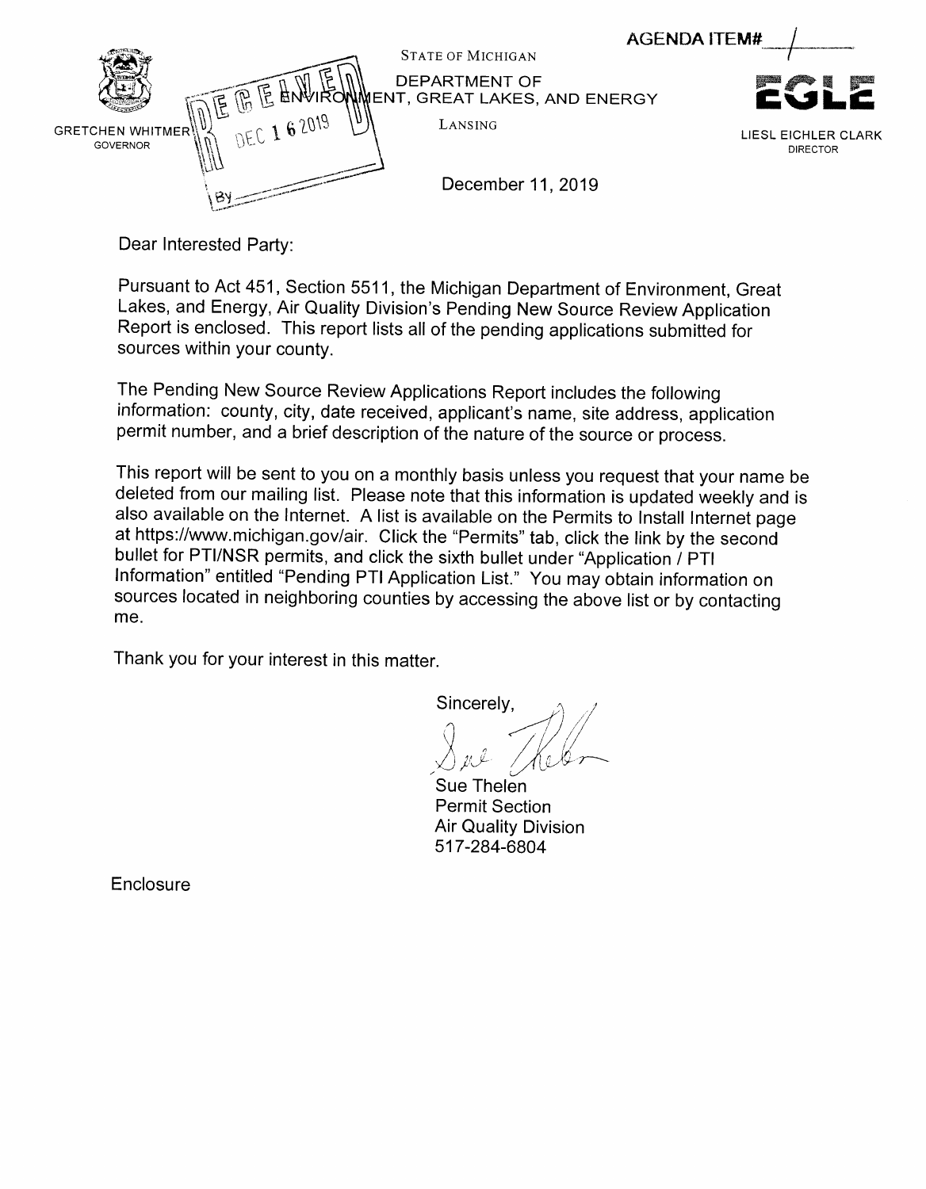AGENDA ITEM# 1

STATE OF MICHIGAN
DEPARTMENT OF ENVIRONMENT, GREAT LAKES, AND ENERGY
LANSING

GRETCHEN WHITMER
GOVERNOR

EGLE

LIESL EICHLER CLARK
DIRECTOR

RECEIVED
DEC 16 2019
By

December 11, 2019

Dear Interested Party:

Pursuant to Act 451, Section 5511, the Michigan Department of Environment, Great Lakes, and Energy, Air Quality Division's Pending New Source Review Application Report is enclosed. This report lists all of the pending applications submitted for sources within your county.

The Pending New Source Review Applications Report includes the following information: county, city, date received, applicant's name, site address, application permit number, and a brief description of the nature of the source or process.

This report will be sent to you on a monthly basis unless you request that your name be deleted from our mailing list. Please note that this information is updated weekly and is also available on the Internet. A list is available on the Permits to Install Internet page at https://www.michigan.gov/air. Click the "Permits" tab, click the link by the second bullet for PTI/NSR permits, and click the sixth bullet under "Application / PTI Information" entitled "Pending PTI Application List." You may obtain information on sources located in neighboring counties by accessing the above list or by contacting me.

Thank you for your interest in this matter.

Sincerely,

Sue Thelen
Permit Section
Air Quality Division
517-284-6804

Enclosure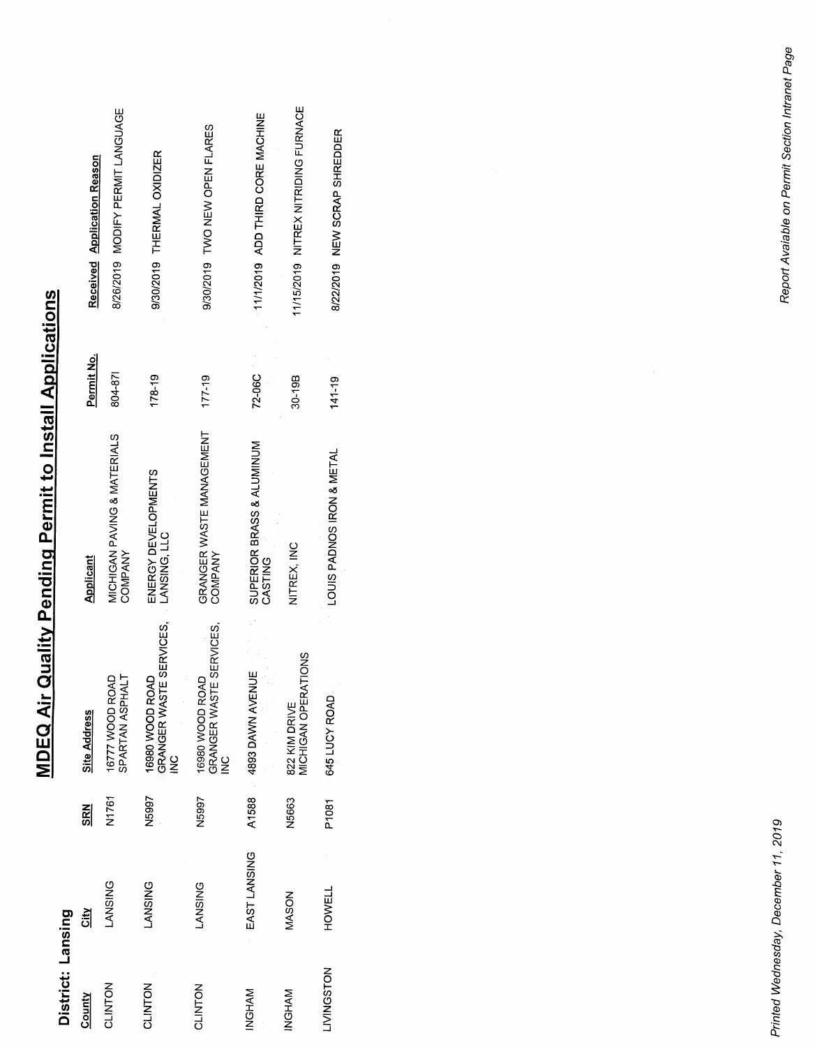# MDEQ Air Quality Pending Permit to Install Applications

**District: Lansing**

| County | City | SRN | Site Address | Applicant | Permit No. | Received | Application Reason |
|---|---|---|---|---|---|---|---|
| CLINTON | LANSING | N1761 | 16777 WOOD ROAD SPARTAN ASPHALT | MICHIGAN PAVING & MATERIALS COMPANY | 804-87I | 8/26/2019 | MODIFY PERMIT LANGUAGE |
| CLINTON | LANSING | N5997 | 16980 WOOD ROAD GRANGER WASTE SERVICES, INC | ENERGY DEVELOPMENTS LANSING, LLC | 178-19 | 9/30/2019 | THERMAL OXIDIZER |
| CLINTON | LANSING | N5997 | 16980 WOOD ROAD GRANGER WASTE SERVICES, INC | GRANGER WASTE MANAGEMENT COMPANY | 177-19 | 9/30/2019 | TWO NEW OPEN FLARES |
| INGHAM | EAST LANSING | A1588 | 4893 DAWN AVENUE | SUPERIOR BRASS & ALUMINUM CASTING | 72-06C | 11/1/2019 | ADD THIRD CORE MACHINE |
| INGHAM | MASON | N5663 | 822 KIM DRIVE MICHIGAN OPERATIONS | NITREX, INC | 30-19B | 11/15/2019 | NITREX NITRIDING FURNACE |
| LIVINGSTON | HOWELL | P1081 | 645 LUCY ROAD | LOUIS PADNOS IRON & METAL | 141-19 | 8/22/2019 | NEW SCRAP SHREDDER |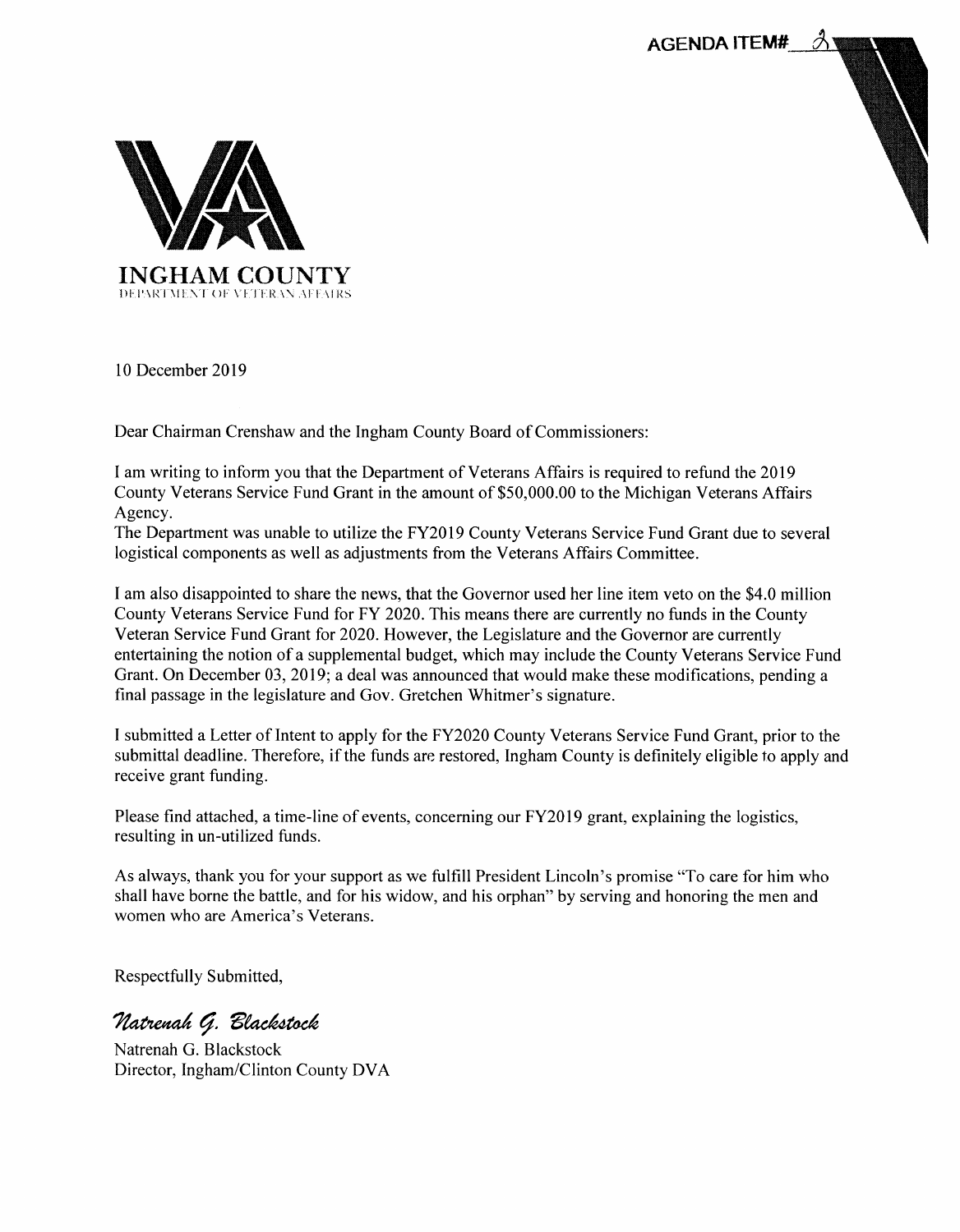AGENDA ITEM# 2

**INGHAM COUNTY**
DEPARTMENT OF VETERAN AFFAIRS

10 December 2019

Dear Chairman Crenshaw and the Ingham County Board of Commissioners:

I am writing to inform you that the Department of Veterans Affairs is required to refund the 2019 County Veterans Service Fund Grant in the amount of $50,000.00 to the Michigan Veterans Affairs Agency.
The Department was unable to utilize the FY2019 County Veterans Service Fund Grant due to several logistical components as well as adjustments from the Veterans Affairs Committee.

I am also disappointed to share the news, that the Governor used her line item veto on the $4.0 million County Veterans Service Fund for FY 2020. This means there are currently no funds in the County Veteran Service Fund Grant for 2020. However, the Legislature and the Governor are currently entertaining the notion of a supplemental budget, which may include the County Veterans Service Fund Grant. On December 03, 2019; a deal was announced that would make these modifications, pending a final passage in the legislature and Gov. Gretchen Whitmer's signature.

I submitted a Letter of Intent to apply for the FY2020 County Veterans Service Fund Grant, prior to the submittal deadline. Therefore, if the funds are restored, Ingham County is definitely eligible to apply and receive grant funding.

Please find attached, a time-line of events, concerning our FY2019 grant, explaining the logistics, resulting in un-utilized funds.

As always, thank you for your support as we fulfill President Lincoln's promise "To care for him who shall have borne the battle, and for his widow, and his orphan" by serving and honoring the men and women who are America's Veterans.

Respectfully Submitted,

*Natrenah G. Blackstock*

Natrenah G. Blackstock
Director, Ingham/Clinton County DVA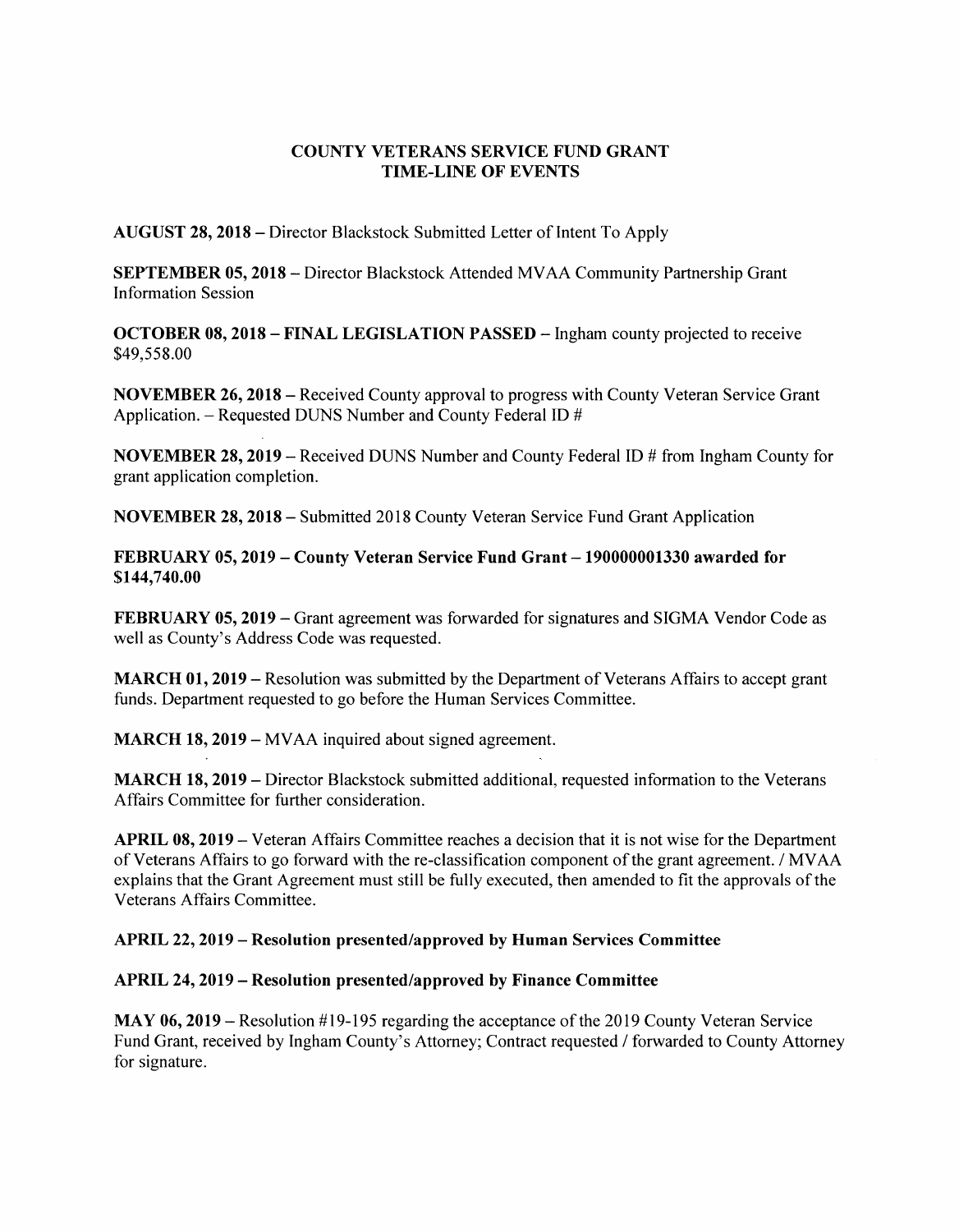## COUNTY VETERANS SERVICE FUND GRANT
## TIME-LINE OF EVENTS

**AUGUST 28, 2018** – Director Blackstock Submitted Letter of Intent To Apply

**SEPTEMBER 05, 2018** – Director Blackstock Attended MVAA Community Partnership Grant Information Session

**OCTOBER 08, 2018 – FINAL LEGISLATION PASSED** – Ingham county projected to receive $49,558.00

**NOVEMBER 26, 2018** – Received County approval to progress with County Veteran Service Grant Application. – Requested DUNS Number and County Federal ID #

**NOVEMBER 28, 2019** – Received DUNS Number and County Federal ID # from Ingham County for grant application completion.

**NOVEMBER 28, 2018** – Submitted 2018 County Veteran Service Fund Grant Application

**FEBRUARY 05, 2019 – County Veteran Service Fund Grant – 190000001330 awarded for $144,740.00**

**FEBRUARY 05, 2019** – Grant agreement was forwarded for signatures and SIGMA Vendor Code as well as County's Address Code was requested.

**MARCH 01, 2019** – Resolution was submitted by the Department of Veterans Affairs to accept grant funds. Department requested to go before the Human Services Committee.

**MARCH 18, 2019** – MVAA inquired about signed agreement.

**MARCH 18, 2019** – Director Blackstock submitted additional, requested information to the Veterans Affairs Committee for further consideration.

**APRIL 08, 2019** – Veteran Affairs Committee reaches a decision that it is not wise for the Department of Veterans Affairs to go forward with the re-classification component of the grant agreement. / MVAA explains that the Grant Agreement must still be fully executed, then amended to fit the approvals of the Veterans Affairs Committee.

**APRIL 22, 2019 – Resolution presented/approved by Human Services Committee**

**APRIL 24, 2019 – Resolution presented/approved by Finance Committee**

**MAY 06, 2019** – Resolution #19-195 regarding the acceptance of the 2019 County Veteran Service Fund Grant, received by Ingham County's Attorney; Contract requested / forwarded to County Attorney for signature.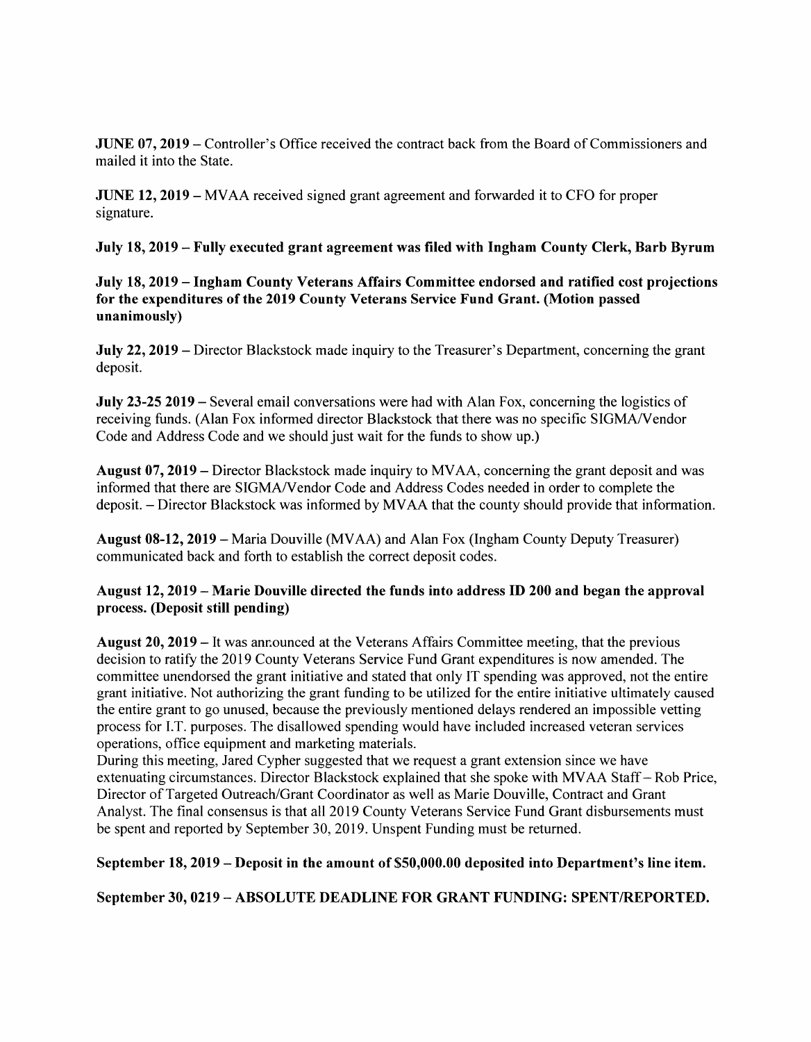**JUNE 07, 2019** – Controller's Office received the contract back from the Board of Commissioners and mailed it into the State.

**JUNE 12, 2019** – MVAA received signed grant agreement and forwarded it to CFO for proper signature.

**July 18, 2019 – Fully executed grant agreement was filed with Ingham County Clerk, Barb Byrum**

**July 18, 2019 – Ingham County Veterans Affairs Committee endorsed and ratified cost projections for the expenditures of the 2019 County Veterans Service Fund Grant. (Motion passed unanimously)**

**July 22, 2019** – Director Blackstock made inquiry to the Treasurer's Department, concerning the grant deposit.

**July 23-25 2019** – Several email conversations were had with Alan Fox, concerning the logistics of receiving funds. (Alan Fox informed director Blackstock that there was no specific SIGMA/Vendor Code and Address Code and we should just wait for the funds to show up.)

**August 07, 2019** – Director Blackstock made inquiry to MVAA, concerning the grant deposit and was informed that there are SIGMA/Vendor Code and Address Codes needed in order to complete the deposit. – Director Blackstock was informed by MVAA that the county should provide that information.

**August 08-12, 2019** – Maria Douville (MVAA) and Alan Fox (Ingham County Deputy Treasurer) communicated back and forth to establish the correct deposit codes.

**August 12, 2019 – Marie Douville directed the funds into address ID 200 and began the approval process. (Deposit still pending)**

**August 20, 2019** – It was announced at the Veterans Affairs Committee meeting, that the previous decision to ratify the 2019 County Veterans Service Fund Grant expenditures is now amended. The committee unendorsed the grant initiative and stated that only IT spending was approved, not the entire grant initiative. Not authorizing the grant funding to be utilized for the entire initiative ultimately caused the entire grant to go unused, because the previously mentioned delays rendered an impossible vetting process for I.T. purposes. The disallowed spending would have included increased veteran services operations, office equipment and marketing materials.
During this meeting, Jared Cypher suggested that we request a grant extension since we have extenuating circumstances. Director Blackstock explained that she spoke with MVAA Staff – Rob Price, Director of Targeted Outreach/Grant Coordinator as well as Marie Douville, Contract and Grant Analyst. The final consensus is that all 2019 County Veterans Service Fund Grant disbursements must be spent and reported by September 30, 2019. Unspent Funding must be returned.

**September 18, 2019 – Deposit in the amount of $50,000.00 deposited into Department's line item.**

**September 30, 0219 – ABSOLUTE DEADLINE FOR GRANT FUNDING: SPENT/REPORTED.**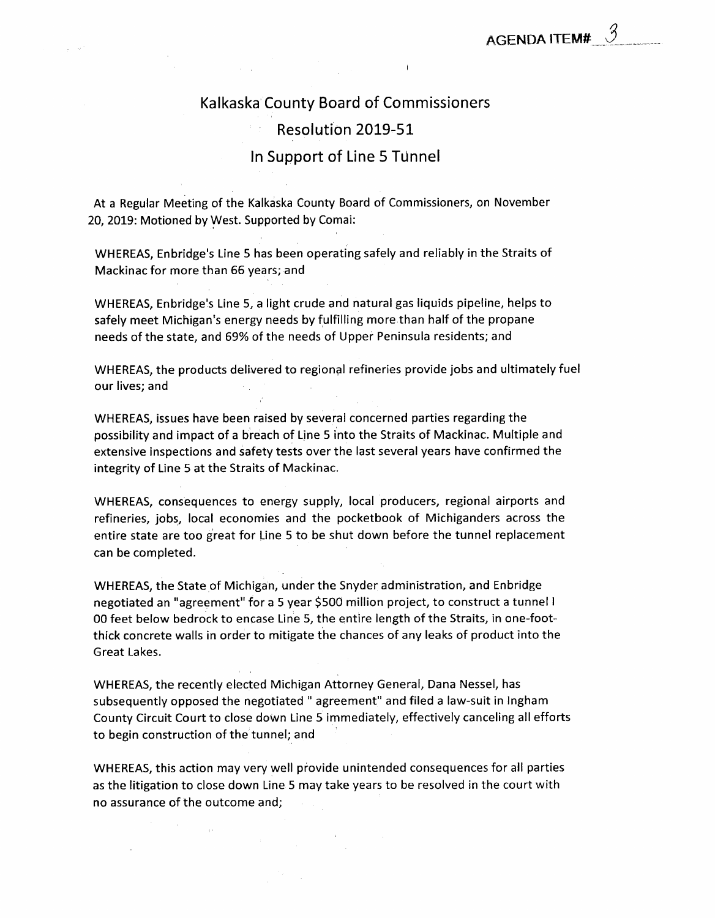AGENDA ITEM# 3

# Kalkaska County Board of Commissioners

## Resolution 2019-51

## In Support of Line 5 Tunnel

At a Regular Meeting of the Kalkaska County Board of Commissioners, on November 20, 2019: Motioned by West. Supported by Comai:

WHEREAS, Enbridge's Line 5 has been operating safely and reliably in the Straits of Mackinac for more than 66 years; and

WHEREAS, Enbridge's Line 5, a light crude and natural gas liquids pipeline, helps to safely meet Michigan's energy needs by fulfilling more than half of the propane needs of the state, and 69% of the needs of Upper Peninsula residents; and

WHEREAS, the products delivered to regional refineries provide jobs and ultimately fuel our lives; and

WHEREAS, issues have been raised by several concerned parties regarding the possibility and impact of a breach of Line 5 into the Straits of Mackinac. Multiple and extensive inspections and safety tests over the last several years have confirmed the integrity of Line 5 at the Straits of Mackinac.

WHEREAS, consequences to energy supply, local producers, regional airports and refineries, jobs, local economies and the pocketbook of Michiganders across the entire state are too great for Line 5 to be shut down before the tunnel replacement can be completed.

WHEREAS, the State of Michigan, under the Snyder administration, and Enbridge negotiated an "agreement" for a 5 year $500 million project, to construct a tunnel l 00 feet below bedrock to encase Line 5, the entire length of the Straits, in one-foot-thick concrete walls in order to mitigate the chances of any leaks of product into the Great Lakes.

WHEREAS, the recently elected Michigan Attorney General, Dana Nessel, has subsequently opposed the negotiated " agreement" and filed a law-suit in Ingham County Circuit Court to close down Line 5 immediately, effectively canceling all efforts to begin construction of the tunnel; and

WHEREAS, this action may very well provide unintended consequences for all parties as the litigation to close down Line 5 may take years to be resolved in the court with no assurance of the outcome and;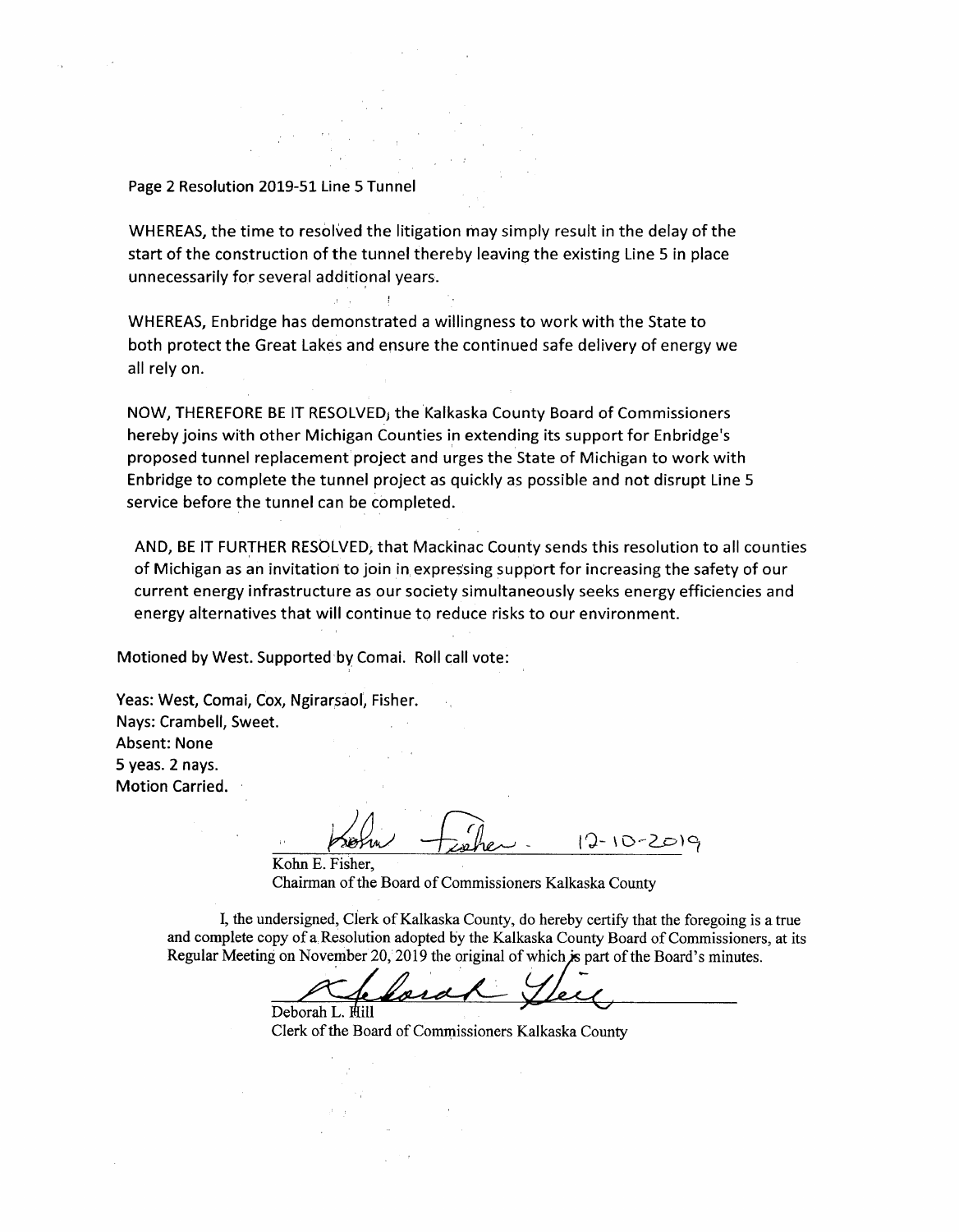Page 2 Resolution 2019-51 Line 5 Tunnel

WHEREAS, the time to resolved the litigation may simply result in the delay of the start of the construction of the tunnel thereby leaving the existing Line 5 in place unnecessarily for several additional years.

WHEREAS, Enbridge has demonstrated a willingness to work with the State to both protect the Great Lakes and ensure the continued safe delivery of energy we all rely on.

NOW, THEREFORE BE IT RESOLVED, the Kalkaska County Board of Commissioners hereby joins with other Michigan Counties in extending its support for Enbridge's proposed tunnel replacement project and urges the State of Michigan to work with Enbridge to complete the tunnel project as quickly as possible and not disrupt Line 5 service before the tunnel can be completed.

AND, BE IT FURTHER RESOLVED, that Mackinac County sends this resolution to all counties of Michigan as an invitation to join in expressing support for increasing the safety of our current energy infrastructure as our society simultaneously seeks energy efficiencies and energy alternatives that will continue to reduce risks to our environment.

Motioned by West. Supported by Comai. Roll call vote:

Yeas: West, Comai, Cox, Ngirarsaol, Fisher.
Nays: Crambell, Sweet.
Absent: None
5 yeas. 2 nays.
Motion Carried.

12-10-2019

Kohn E. Fisher,
Chairman of the Board of Commissioners Kalkaska County

I, the undersigned, Clerk of Kalkaska County, do hereby certify that the foregoing is a true and complete copy of a Resolution adopted by the Kalkaska County Board of Commissioners, at its Regular Meeting on November 20, 2019 the original of which is part of the Board's minutes.

Deborah L. Hill
Clerk of the Board of Commissioners Kalkaska County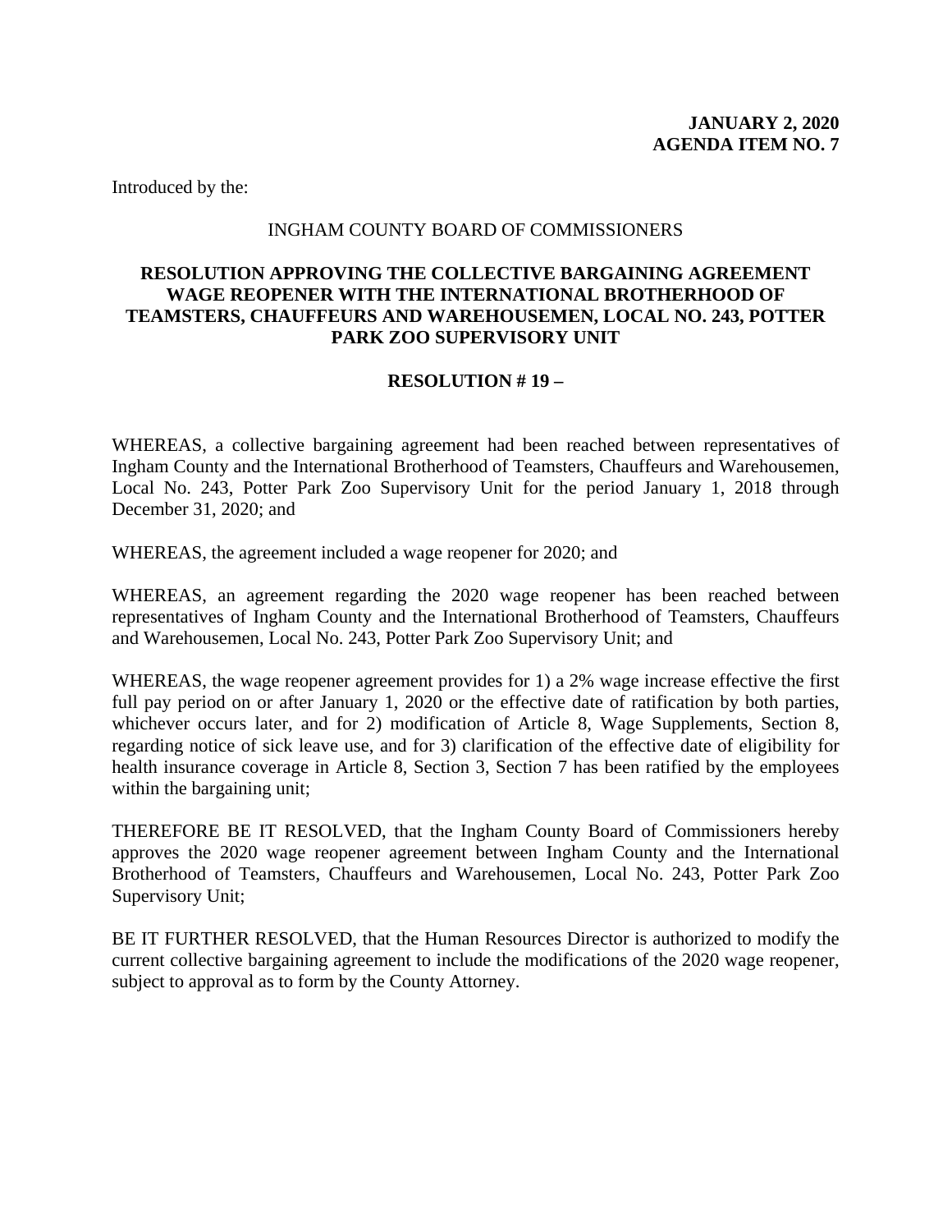**JANUARY 2, 2020**
**AGENDA ITEM NO. 7**

Introduced by the:

INGHAM COUNTY BOARD OF COMMISSIONERS

**RESOLUTION APPROVING THE COLLECTIVE BARGAINING AGREEMENT WAGE REOPENER WITH THE INTERNATIONAL BROTHERHOOD OF TEAMSTERS, CHAUFFEURS AND WAREHOUSEMEN, LOCAL NO. 243, POTTER PARK ZOO SUPERVISORY UNIT**

**RESOLUTION # 19 –**

WHEREAS, a collective bargaining agreement had been reached between representatives of Ingham County and the International Brotherhood of Teamsters, Chauffeurs and Warehousemen, Local No. 243, Potter Park Zoo Supervisory Unit for the period January 1, 2018 through December 31, 2020; and

WHEREAS, the agreement included a wage reopener for 2020; and

WHEREAS, an agreement regarding the 2020 wage reopener has been reached between representatives of Ingham County and the International Brotherhood of Teamsters, Chauffeurs and Warehousemen, Local No. 243, Potter Park Zoo Supervisory Unit; and

WHEREAS, the wage reopener agreement provides for 1) a 2% wage increase effective the first full pay period on or after January 1, 2020 or the effective date of ratification by both parties, whichever occurs later, and for 2) modification of Article 8, Wage Supplements, Section 8, regarding notice of sick leave use, and for 3) clarification of the effective date of eligibility for health insurance coverage in Article 8, Section 3, Section 7 has been ratified by the employees within the bargaining unit;

THEREFORE BE IT RESOLVED, that the Ingham County Board of Commissioners hereby approves the 2020 wage reopener agreement between Ingham County and the International Brotherhood of Teamsters, Chauffeurs and Warehousemen, Local No. 243, Potter Park Zoo Supervisory Unit;

BE IT FURTHER RESOLVED, that the Human Resources Director is authorized to modify the current collective bargaining agreement to include the modifications of the 2020 wage reopener, subject to approval as to form by the County Attorney.